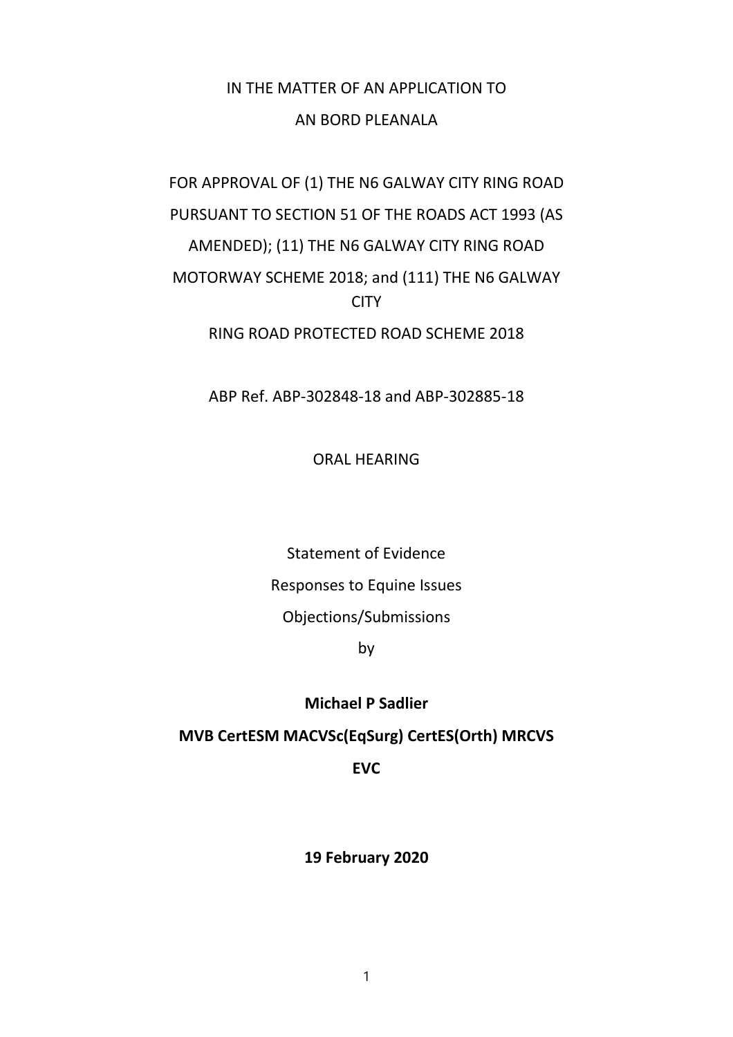IN THE MATTER OF AN APPLICATION TO

AN BORD PLEANALA

FOR APPROVAL OF (1) THE N6 GALWAY CITY RING ROAD PURSUANT TO SECTION 51 OF THE ROADS ACT 1993 (AS AMENDED); (11) THE N6 GALWAY CITY RING ROAD MOTORWAY SCHEME 2018; and (111) THE N6 GALWAY CITY RING ROAD PROTECTED ROAD SCHEME 2018

ABP Ref. ABP-302848-18 and ABP-302885-18

ORAL HEARING

Statement of Evidence

Responses to Equine Issues

Objections/Submissions

by

**Michael P Sadlier**

**MVB CertESM MACVSc(EqSurg) CertES(Orth) MRCVS**

**EVC**

**19 February 2020**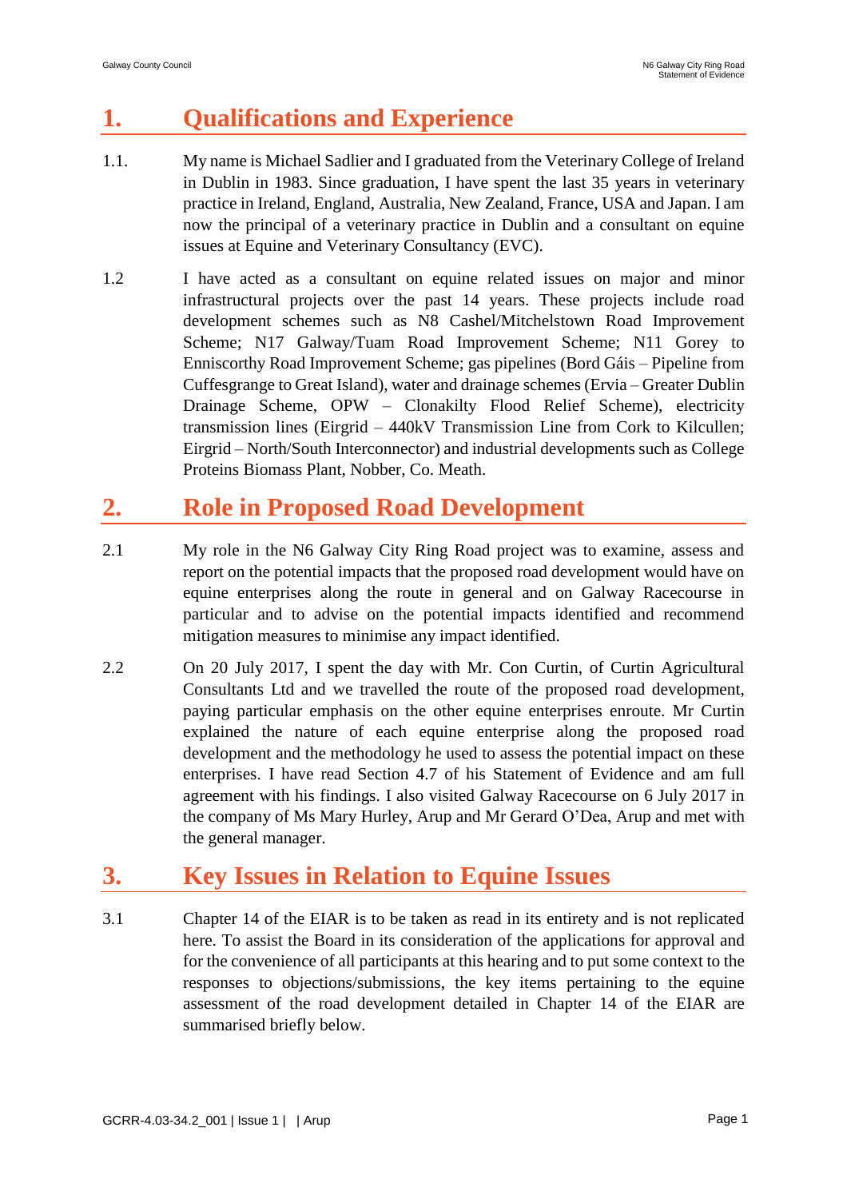# 1. Qualifications and Experience

1.1. My name is Michael Sadlier and I graduated from the Veterinary College of Ireland in Dublin in 1983. Since graduation, I have spent the last 35 years in veterinary practice in Ireland, England, Australia, New Zealand, France, USA and Japan. I am now the principal of a veterinary practice in Dublin and a consultant on equine issues at Equine and Veterinary Consultancy (EVC).

1.2 I have acted as a consultant on equine related issues on major and minor infrastructural projects over the past 14 years. These projects include road development schemes such as N8 Cashel/Mitchelstown Road Improvement Scheme; N17 Galway/Tuam Road Improvement Scheme; N11 Gorey to Enniscorthy Road Improvement Scheme; gas pipelines (Bord Gáis – Pipeline from Cuffesgrange to Great Island), water and drainage schemes (Ervia – Greater Dublin Drainage Scheme, OPW – Clonakilty Flood Relief Scheme), electricity transmission lines (Eirgrid – 440kV Transmission Line from Cork to Kilcullen; Eirgrid – North/South Interconnector) and industrial developments such as College Proteins Biomass Plant, Nobber, Co. Meath.

# 2. Role in Proposed Road Development

2.1 My role in the N6 Galway City Ring Road project was to examine, assess and report on the potential impacts that the proposed road development would have on equine enterprises along the route in general and on Galway Racecourse in particular and to advise on the potential impacts identified and recommend mitigation measures to minimise any impact identified.

2.2 On 20 July 2017, I spent the day with Mr. Con Curtin, of Curtin Agricultural Consultants Ltd and we travelled the route of the proposed road development, paying particular emphasis on the other equine enterprises enroute. Mr Curtin explained the nature of each equine enterprise along the proposed road development and the methodology he used to assess the potential impact on these enterprises. I have read Section 4.7 of his Statement of Evidence and am full agreement with his findings. I also visited Galway Racecourse on 6 July 2017 in the company of Ms Mary Hurley, Arup and Mr Gerard O'Dea, Arup and met with the general manager.

# 3. Key Issues in Relation to Equine Issues

3.1 Chapter 14 of the EIAR is to be taken as read in its entirety and is not replicated here. To assist the Board in its consideration of the applications for approval and for the convenience of all participants at this hearing and to put some context to the responses to objections/submissions, the key items pertaining to the equine assessment of the road development detailed in Chapter 14 of the EIAR are summarised briefly below.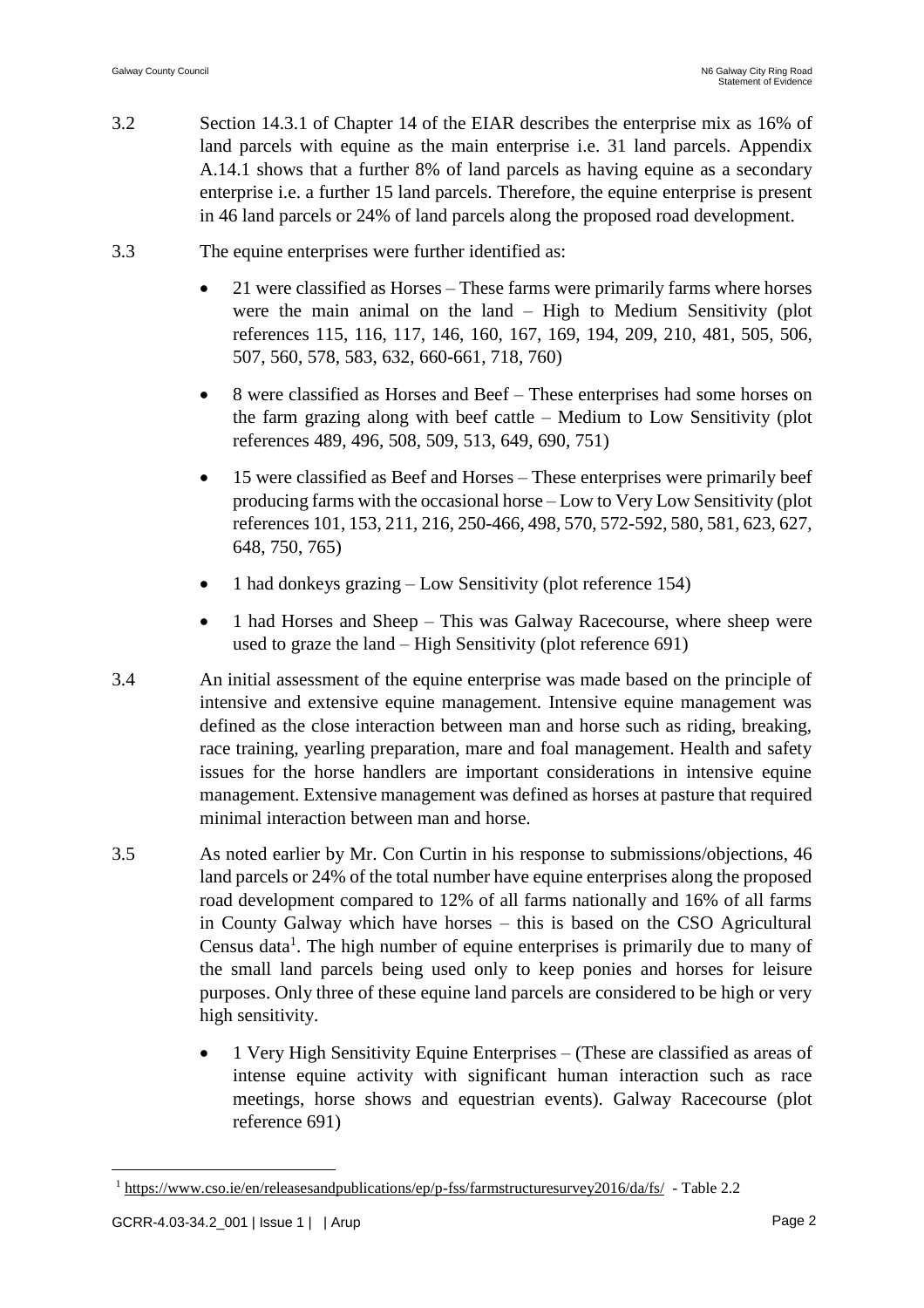3.2 Section 14.3.1 of Chapter 14 of the EIAR describes the enterprise mix as 16% of land parcels with equine as the main enterprise i.e. 31 land parcels. Appendix A.14.1 shows that a further 8% of land parcels as having equine as a secondary enterprise i.e. a further 15 land parcels. Therefore, the equine enterprise is present in 46 land parcels or 24% of land parcels along the proposed road development.

3.3 The equine enterprises were further identified as:

- 21 were classified as Horses – These farms were primarily farms where horses were the main animal on the land – High to Medium Sensitivity (plot references 115, 116, 117, 146, 160, 167, 169, 194, 209, 210, 481, 505, 506, 507, 560, 578, 583, 632, 660-661, 718, 760)
- 8 were classified as Horses and Beef – These enterprises had some horses on the farm grazing along with beef cattle – Medium to Low Sensitivity (plot references 489, 496, 508, 509, 513, 649, 690, 751)
- 15 were classified as Beef and Horses – These enterprises were primarily beef producing farms with the occasional horse – Low to Very Low Sensitivity (plot references 101, 153, 211, 216, 250-466, 498, 570, 572-592, 580, 581, 623, 627, 648, 750, 765)
- 1 had donkeys grazing – Low Sensitivity (plot reference 154)
- 1 had Horses and Sheep – This was Galway Racecourse, where sheep were used to graze the land – High Sensitivity (plot reference 691)

3.4 An initial assessment of the equine enterprise was made based on the principle of intensive and extensive equine management. Intensive equine management was defined as the close interaction between man and horse such as riding, breaking, race training, yearling preparation, mare and foal management. Health and safety issues for the horse handlers are important considerations in intensive equine management. Extensive management was defined as horses at pasture that required minimal interaction between man and horse.

3.5 As noted earlier by Mr. Con Curtin in his response to submissions/objections, 46 land parcels or 24% of the total number have equine enterprises along the proposed road development compared to 12% of all farms nationally and 16% of all farms in County Galway which have horses – this is based on the CSO Agricultural Census data[1]. The high number of equine enterprises is primarily due to many of the small land parcels being used only to keep ponies and horses for leisure purposes. Only three of these equine land parcels are considered to be high or very high sensitivity.

- 1 Very High Sensitivity Equine Enterprises – (These are classified as areas of intense equine activity with significant human interaction such as race meetings, horse shows and equestrian events). Galway Racecourse (plot reference 691)

[1] https://www.cso.ie/en/releasesandpublications/ep/p-fss/farmstructuresurvey2016/da/fs/ - Table 2.2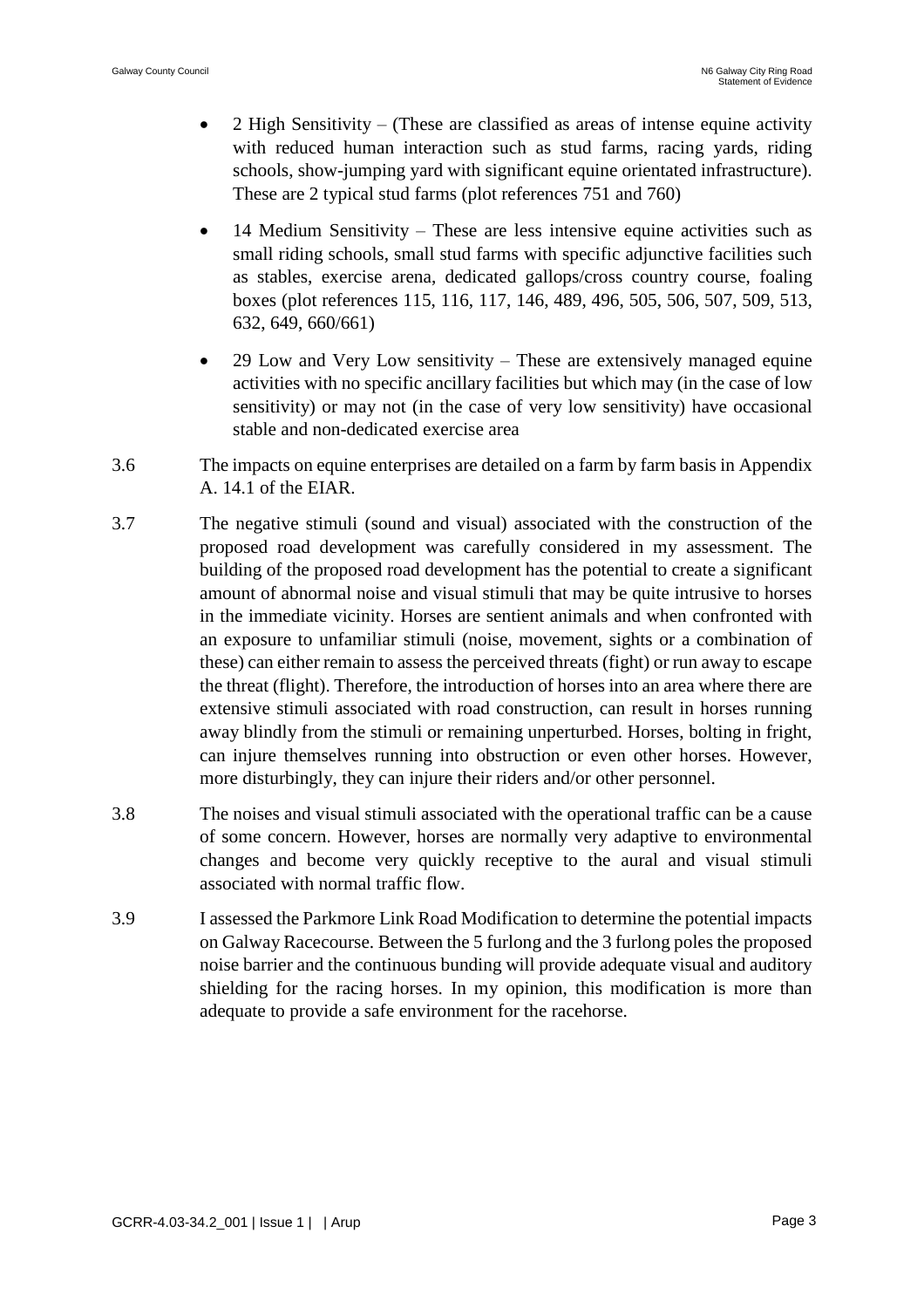- 2 High Sensitivity – (These are classified as areas of intense equine activity with reduced human interaction such as stud farms, racing yards, riding schools, show-jumping yard with significant equine orientated infrastructure). These are 2 typical stud farms (plot references 751 and 760)
- 14 Medium Sensitivity – These are less intensive equine activities such as small riding schools, small stud farms with specific adjunctive facilities such as stables, exercise arena, dedicated gallops/cross country course, foaling boxes (plot references 115, 116, 117, 146, 489, 496, 505, 506, 507, 509, 513, 632, 649, 660/661)
- 29 Low and Very Low sensitivity – These are extensively managed equine activities with no specific ancillary facilities but which may (in the case of low sensitivity) or may not (in the case of very low sensitivity) have occasional stable and non-dedicated exercise area

3.6 The impacts on equine enterprises are detailed on a farm by farm basis in Appendix A. 14.1 of the EIAR.

3.7 The negative stimuli (sound and visual) associated with the construction of the proposed road development was carefully considered in my assessment. The building of the proposed road development has the potential to create a significant amount of abnormal noise and visual stimuli that may be quite intrusive to horses in the immediate vicinity. Horses are sentient animals and when confronted with an exposure to unfamiliar stimuli (noise, movement, sights or a combination of these) can either remain to assess the perceived threats (fight) or run away to escape the threat (flight). Therefore, the introduction of horses into an area where there are extensive stimuli associated with road construction, can result in horses running away blindly from the stimuli or remaining unperturbed. Horses, bolting in fright, can injure themselves running into obstruction or even other horses. However, more disturbingly, they can injure their riders and/or other personnel.

3.8 The noises and visual stimuli associated with the operational traffic can be a cause of some concern. However, horses are normally very adaptive to environmental changes and become very quickly receptive to the aural and visual stimuli associated with normal traffic flow.

3.9 I assessed the Parkmore Link Road Modification to determine the potential impacts on Galway Racecourse. Between the 5 furlong and the 3 furlong poles the proposed noise barrier and the continuous bunding will provide adequate visual and auditory shielding for the racing horses. In my opinion, this modification is more than adequate to provide a safe environment for the racehorse.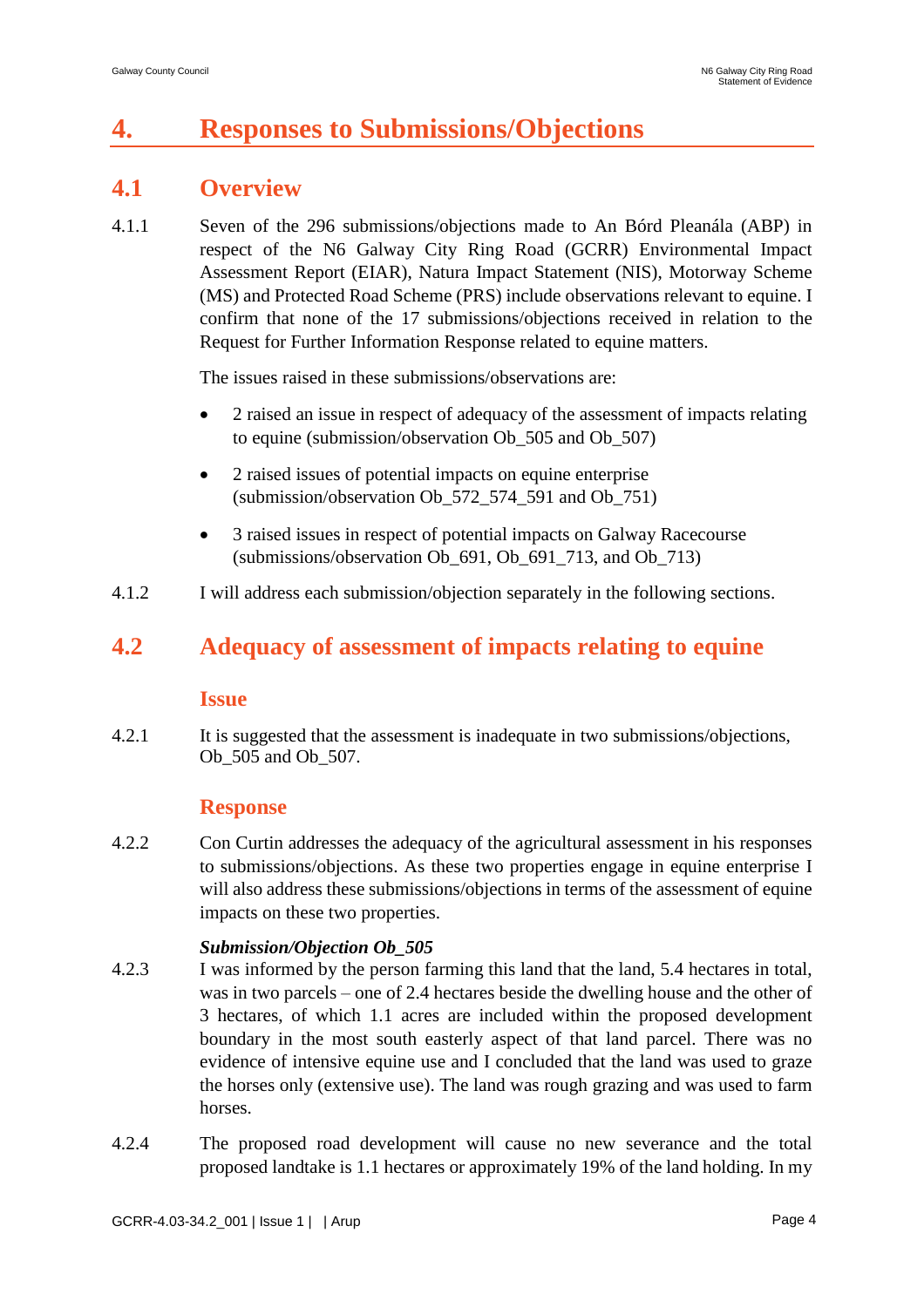# 4. Responses to Submissions/Objections

## 4.1 Overview

4.1.1 Seven of the 296 submissions/objections made to An Bórd Pleanála (ABP) in respect of the N6 Galway City Ring Road (GCRR) Environmental Impact Assessment Report (EIAR), Natura Impact Statement (NIS), Motorway Scheme (MS) and Protected Road Scheme (PRS) include observations relevant to equine. I confirm that none of the 17 submissions/objections received in relation to the Request for Further Information Response related to equine matters.

The issues raised in these submissions/observations are:

- 2 raised an issue in respect of adequacy of the assessment of impacts relating to equine (submission/observation Ob_505 and Ob_507)
- 2 raised issues of potential impacts on equine enterprise (submission/observation Ob_572_574_591 and Ob_751)
- 3 raised issues in respect of potential impacts on Galway Racecourse (submissions/observation Ob_691, Ob_691_713, and Ob_713)

4.1.2 I will address each submission/objection separately in the following sections.

## 4.2 Adequacy of assessment of impacts relating to equine

### Issue

4.2.1 It is suggested that the assessment is inadequate in two submissions/objections, Ob_505 and Ob_507.

### Response

4.2.2 Con Curtin addresses the adequacy of the agricultural assessment in his responses to submissions/objections. As these two properties engage in equine enterprise I will also address these submissions/objections in terms of the assessment of equine impacts on these two properties.

***Submission/Objection Ob_505***

4.2.3 I was informed by the person farming this land that the land, 5.4 hectares in total, was in two parcels – one of 2.4 hectares beside the dwelling house and the other of 3 hectares, of which 1.1 acres are included within the proposed development boundary in the most south easterly aspect of that land parcel. There was no evidence of intensive equine use and I concluded that the land was used to graze the horses only (extensive use). The land was rough grazing and was used to farm horses.

4.2.4 The proposed road development will cause no new severance and the total proposed landtake is 1.1 hectares or approximately 19% of the land holding. In my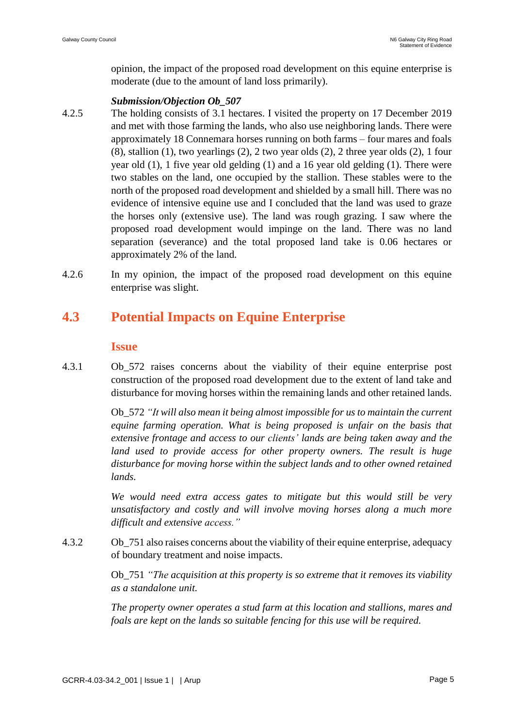opinion, the impact of the proposed road development on this equine enterprise is moderate (due to the amount of land loss primarily).

***Submission/Objection Ob_507***

4.2.5 The holding consists of 3.1 hectares. I visited the property on 17 December 2019 and met with those farming the lands, who also use neighboring lands. There were approximately 18 Connemara horses running on both farms – four mares and foals (8), stallion (1), two yearlings (2), 2 two year olds (2), 2 three year olds (2), 1 four year old (1), 1 five year old gelding (1) and a 16 year old gelding (1). There were two stables on the land, one occupied by the stallion. These stables were to the north of the proposed road development and shielded by a small hill. There was no evidence of intensive equine use and I concluded that the land was used to graze the horses only (extensive use). The land was rough grazing. I saw where the proposed road development would impinge on the land. There was no land separation (severance) and the total proposed land take is 0.06 hectares or approximately 2% of the land.

4.2.6 In my opinion, the impact of the proposed road development on this equine enterprise was slight.

## 4.3 Potential Impacts on Equine Enterprise

### Issue

4.3.1 Ob_572 raises concerns about the viability of their equine enterprise post construction of the proposed road development due to the extent of land take and disturbance for moving horses within the remaining lands and other retained lands.

Ob_572 *"It will also mean it being almost impossible for us to maintain the current equine farming operation. What is being proposed is unfair on the basis that extensive frontage and access to our clients' lands are being taken away and the land used to provide access for other property owners. The result is huge disturbance for moving horse within the subject lands and to other owned retained lands.*

*We would need extra access gates to mitigate but this would still be very unsatisfactory and costly and will involve moving horses along a much more difficult and extensive access."*

4.3.2 Ob_751 also raises concerns about the viability of their equine enterprise, adequacy of boundary treatment and noise impacts.

Ob_751 *"The acquisition at this property is so extreme that it removes its viability as a standalone unit.*

*The property owner operates a stud farm at this location and stallions, mares and foals are kept on the lands so suitable fencing for this use will be required.*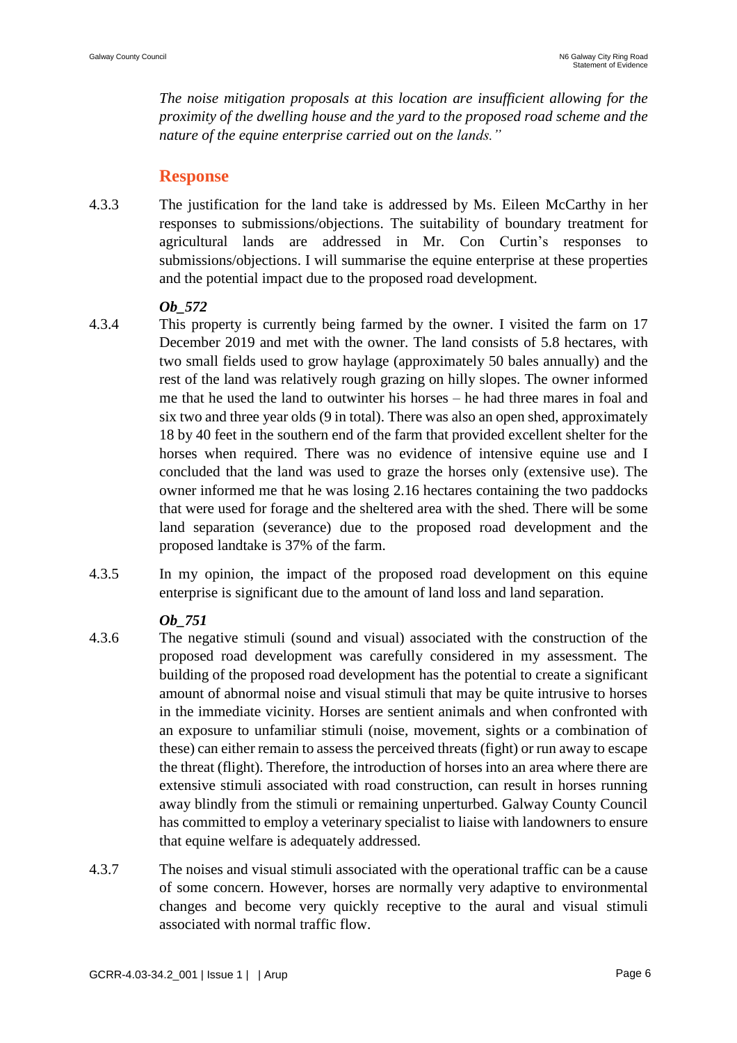*The noise mitigation proposals at this location are insufficient allowing for the proximity of the dwelling house and the yard to the proposed road scheme and the nature of the equine enterprise carried out on the lands."*

## Response

4.3.3 The justification for the land take is addressed by Ms. Eileen McCarthy in her responses to submissions/objections. The suitability of boundary treatment for agricultural lands are addressed in Mr. Con Curtin's responses to submissions/objections. I will summarise the equine enterprise at these properties and the potential impact due to the proposed road development.

***Ob_572***

4.3.4 This property is currently being farmed by the owner. I visited the farm on 17 December 2019 and met with the owner. The land consists of 5.8 hectares, with two small fields used to grow haylage (approximately 50 bales annually) and the rest of the land was relatively rough grazing on hilly slopes. The owner informed me that he used the land to outwinter his horses – he had three mares in foal and six two and three year olds (9 in total). There was also an open shed, approximately 18 by 40 feet in the southern end of the farm that provided excellent shelter for the horses when required. There was no evidence of intensive equine use and I concluded that the land was used to graze the horses only (extensive use). The owner informed me that he was losing 2.16 hectares containing the two paddocks that were used for forage and the sheltered area with the shed. There will be some land separation (severance) due to the proposed road development and the proposed landtake is 37% of the farm.

4.3.5 In my opinion, the impact of the proposed road development on this equine enterprise is significant due to the amount of land loss and land separation.

***Ob_751***

4.3.6 The negative stimuli (sound and visual) associated with the construction of the proposed road development was carefully considered in my assessment. The building of the proposed road development has the potential to create a significant amount of abnormal noise and visual stimuli that may be quite intrusive to horses in the immediate vicinity. Horses are sentient animals and when confronted with an exposure to unfamiliar stimuli (noise, movement, sights or a combination of these) can either remain to assess the perceived threats (fight) or run away to escape the threat (flight). Therefore, the introduction of horses into an area where there are extensive stimuli associated with road construction, can result in horses running away blindly from the stimuli or remaining unperturbed. Galway County Council has committed to employ a veterinary specialist to liaise with landowners to ensure that equine welfare is adequately addressed.

4.3.7 The noises and visual stimuli associated with the operational traffic can be a cause of some concern. However, horses are normally very adaptive to environmental changes and become very quickly receptive to the aural and visual stimuli associated with normal traffic flow.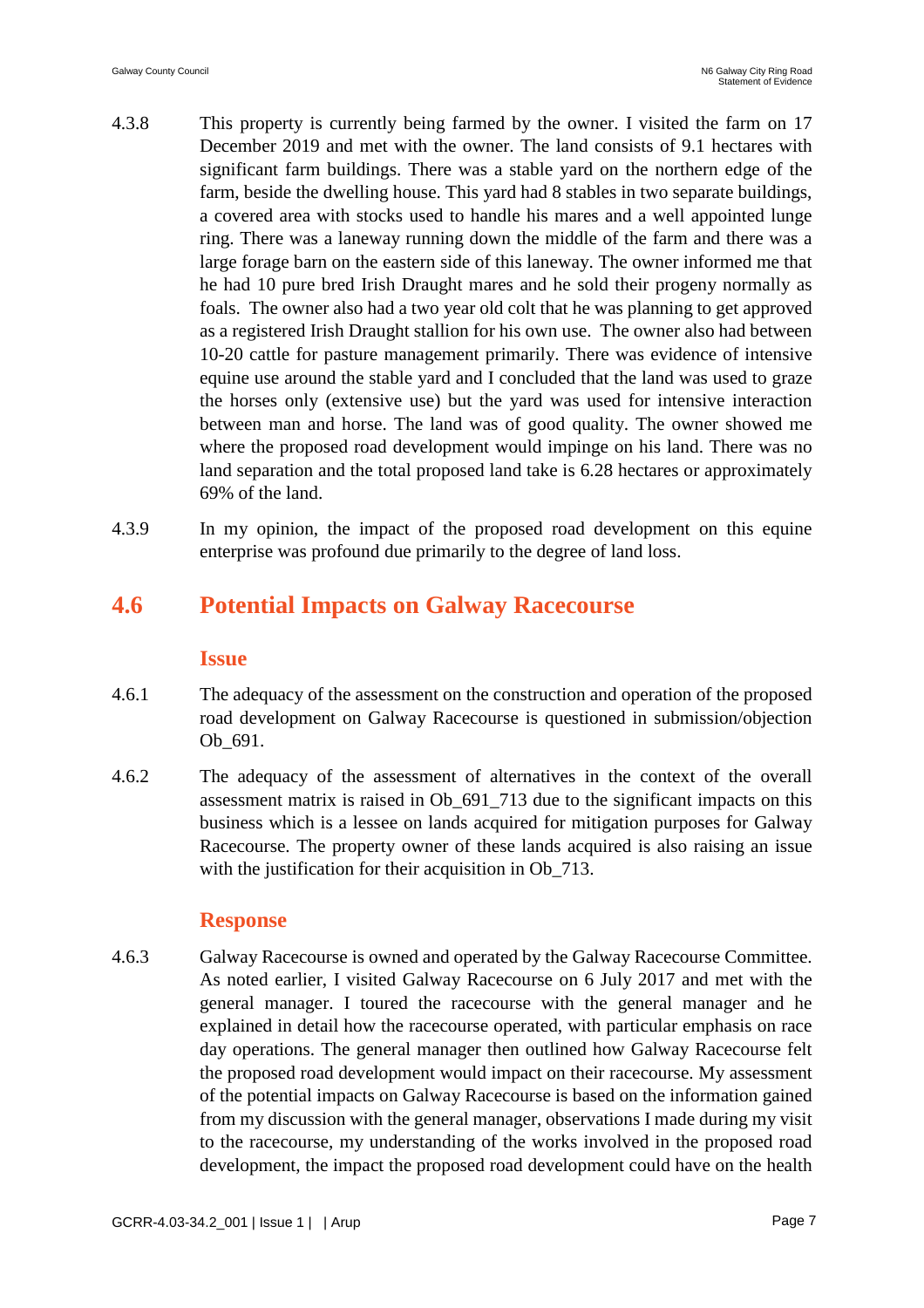4.3.8 This property is currently being farmed by the owner. I visited the farm on 17 December 2019 and met with the owner. The land consists of 9.1 hectares with significant farm buildings. There was a stable yard on the northern edge of the farm, beside the dwelling house. This yard had 8 stables in two separate buildings, a covered area with stocks used to handle his mares and a well appointed lunge ring. There was a laneway running down the middle of the farm and there was a large forage barn on the eastern side of this laneway. The owner informed me that he had 10 pure bred Irish Draught mares and he sold their progeny normally as foals. The owner also had a two year old colt that he was planning to get approved as a registered Irish Draught stallion for his own use. The owner also had between 10-20 cattle for pasture management primarily. There was evidence of intensive equine use around the stable yard and I concluded that the land was used to graze the horses only (extensive use) but the yard was used for intensive interaction between man and horse. The land was of good quality. The owner showed me where the proposed road development would impinge on his land. There was no land separation and the total proposed land take is 6.28 hectares or approximately 69% of the land.

4.3.9 In my opinion, the impact of the proposed road development on this equine enterprise was profound due primarily to the degree of land loss.

## 4.6 Potential Impacts on Galway Racecourse

### Issue

4.6.1 The adequacy of the assessment on the construction and operation of the proposed road development on Galway Racecourse is questioned in submission/objection Ob_691.

4.6.2 The adequacy of the assessment of alternatives in the context of the overall assessment matrix is raised in Ob_691_713 due to the significant impacts on this business which is a lessee on lands acquired for mitigation purposes for Galway Racecourse. The property owner of these lands acquired is also raising an issue with the justification for their acquisition in Ob_713.

### Response

4.6.3 Galway Racecourse is owned and operated by the Galway Racecourse Committee. As noted earlier, I visited Galway Racecourse on 6 July 2017 and met with the general manager. I toured the racecourse with the general manager and he explained in detail how the racecourse operated, with particular emphasis on race day operations. The general manager then outlined how Galway Racecourse felt the proposed road development would impact on their racecourse. My assessment of the potential impacts on Galway Racecourse is based on the information gained from my discussion with the general manager, observations I made during my visit to the racecourse, my understanding of the works involved in the proposed road development, the impact the proposed road development could have on the health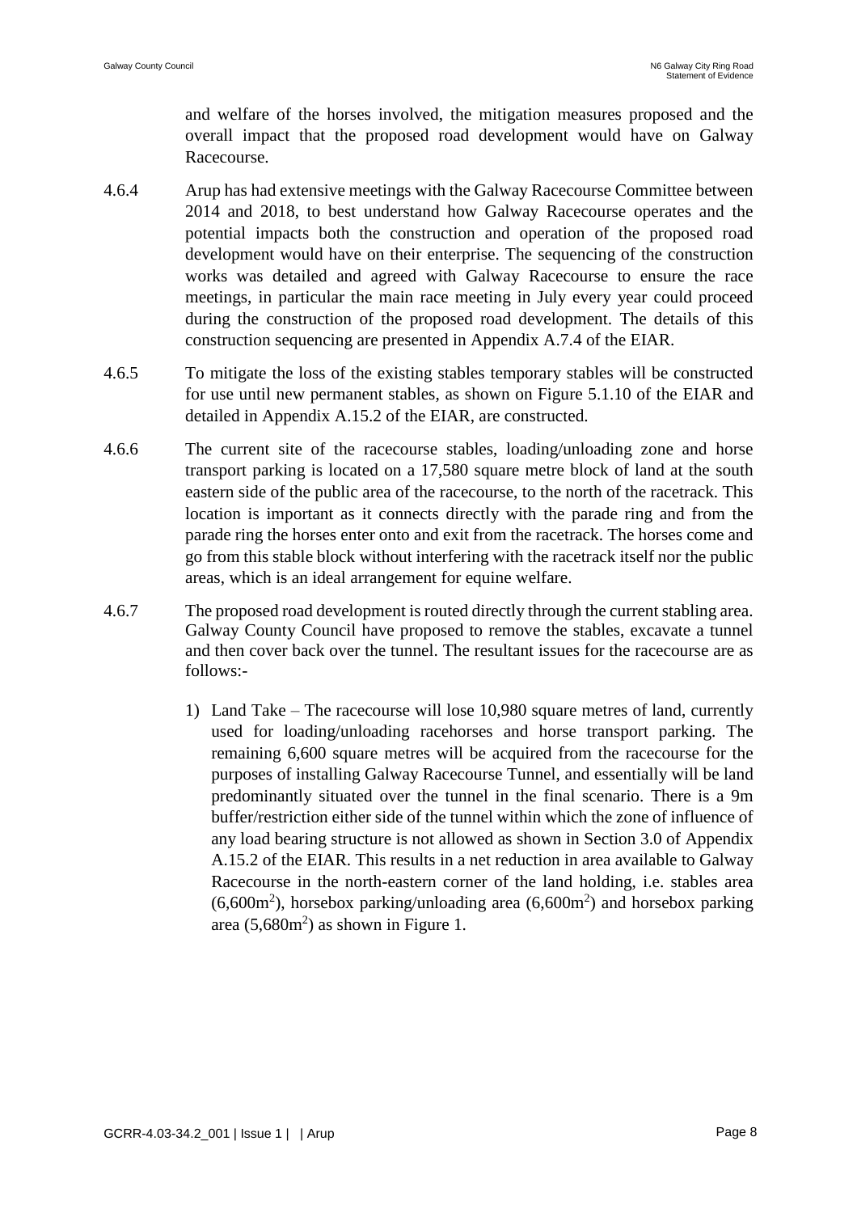and welfare of the horses involved, the mitigation measures proposed and the overall impact that the proposed road development would have on Galway Racecourse.

4.6.4 Arup has had extensive meetings with the Galway Racecourse Committee between 2014 and 2018, to best understand how Galway Racecourse operates and the potential impacts both the construction and operation of the proposed road development would have on their enterprise. The sequencing of the construction works was detailed and agreed with Galway Racecourse to ensure the race meetings, in particular the main race meeting in July every year could proceed during the construction of the proposed road development. The details of this construction sequencing are presented in Appendix A.7.4 of the EIAR.

4.6.5 To mitigate the loss of the existing stables temporary stables will be constructed for use until new permanent stables, as shown on Figure 5.1.10 of the EIAR and detailed in Appendix A.15.2 of the EIAR, are constructed.

4.6.6 The current site of the racecourse stables, loading/unloading zone and horse transport parking is located on a 17,580 square metre block of land at the south eastern side of the public area of the racecourse, to the north of the racetrack. This location is important as it connects directly with the parade ring and from the parade ring the horses enter onto and exit from the racetrack. The horses come and go from this stable block without interfering with the racetrack itself nor the public areas, which is an ideal arrangement for equine welfare.

4.6.7 The proposed road development is routed directly through the current stabling area. Galway County Council have proposed to remove the stables, excavate a tunnel and then cover back over the tunnel. The resultant issues for the racecourse are as follows:-

1) Land Take – The racecourse will lose 10,980 square metres of land, currently used for loading/unloading racehorses and horse transport parking. The remaining 6,600 square metres will be acquired from the racecourse for the purposes of installing Galway Racecourse Tunnel, and essentially will be land predominantly situated over the tunnel in the final scenario. There is a 9m buffer/restriction either side of the tunnel within which the zone of influence of any load bearing structure is not allowed as shown in Section 3.0 of Appendix A.15.2 of the EIAR. This results in a net reduction in area available to Galway Racecourse in the north-eastern corner of the land holding, i.e. stables area ($6,600m^2$), horsebox parking/unloading area ($6,600m^2$) and horsebox parking area ($5,680m^2$) as shown in Figure 1.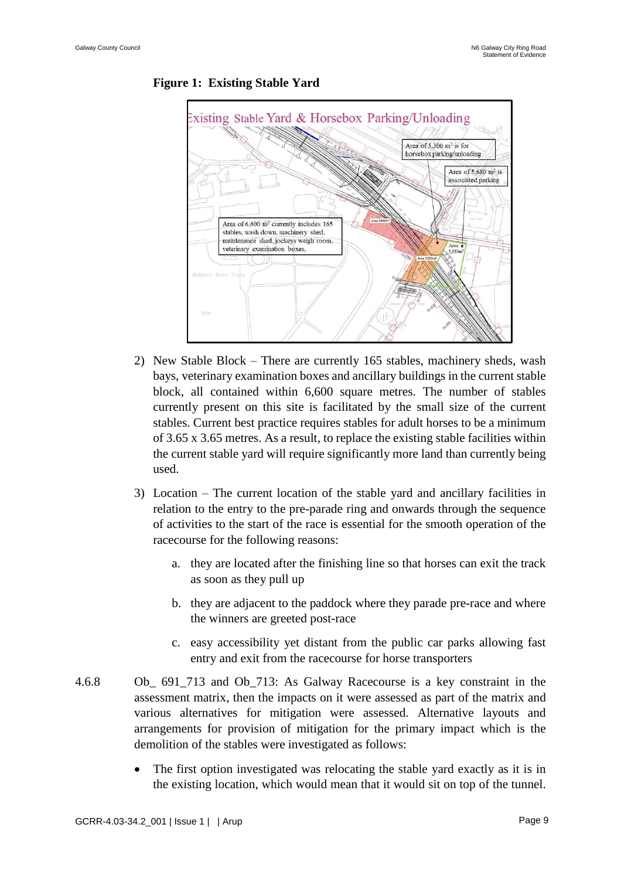**Figure 1: Existing Stable Yard**

2) New Stable Block – There are currently 165 stables, machinery sheds, wash bays, veterinary examination boxes and ancillary buildings in the current stable block, all contained within 6,600 square metres. The number of stables currently present on this site is facilitated by the small size of the current stables. Current best practice requires stables for adult horses to be a minimum of 3.65 x 3.65 metres. As a result, to replace the existing stable facilities within the current stable yard will require significantly more land than currently being used.

3) Location – The current location of the stable yard and ancillary facilities in relation to the entry to the pre-parade ring and onwards through the sequence of activities to the start of the race is essential for the smooth operation of the racecourse for the following reasons:

   a. they are located after the finishing line so that horses can exit the track as soon as they pull up

   b. they are adjacent to the paddock where they parade pre-race and where the winners are greeted post-race

   c. easy accessibility yet distant from the public car parks allowing fast entry and exit from the racecourse for horse transporters

4.6.8 Ob_ 691_713 and Ob_713: As Galway Racecourse is a key constraint in the assessment matrix, then the impacts on it were assessed as part of the matrix and various alternatives for mitigation were assessed. Alternative layouts and arrangements for provision of mitigation for the primary impact which is the demolition of the stables were investigated as follows:

- The first option investigated was relocating the stable yard exactly as it is in the existing location, which would mean that it would sit on top of the tunnel.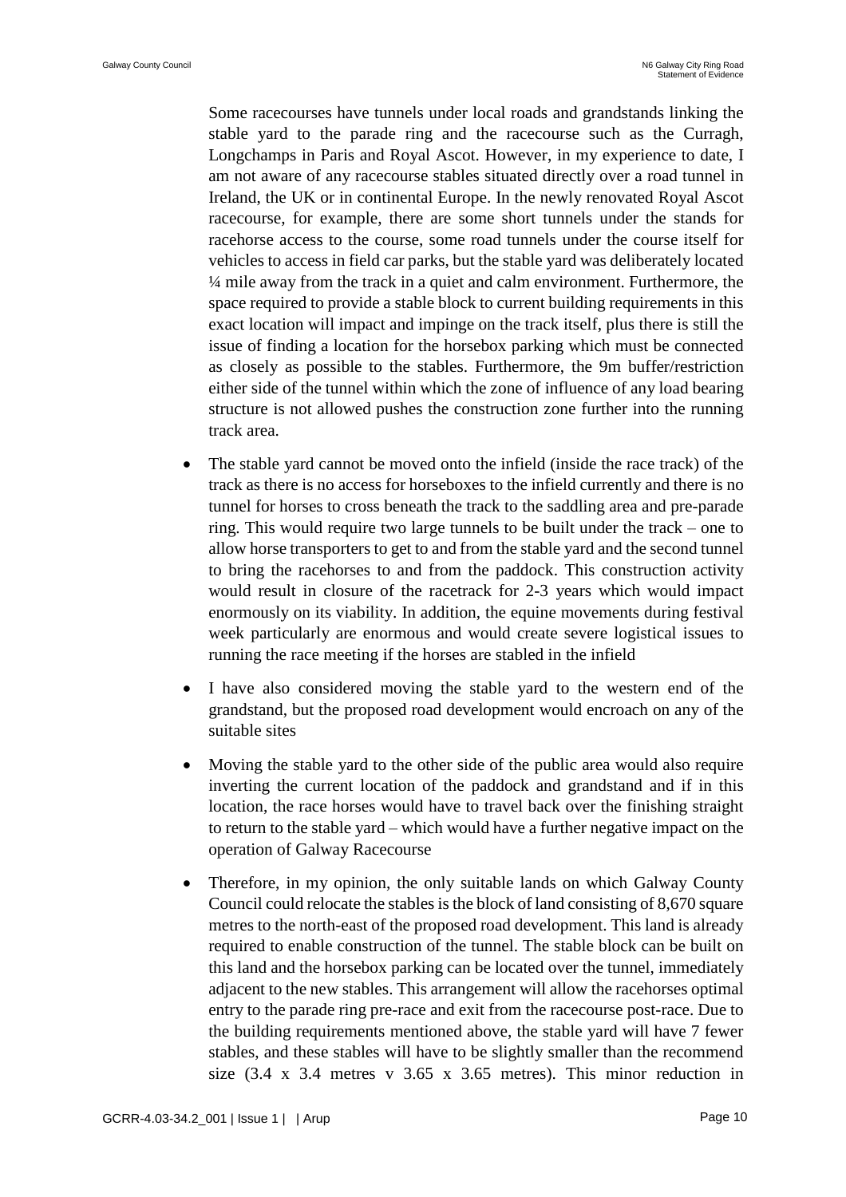Some racecourses have tunnels under local roads and grandstands linking the stable yard to the parade ring and the racecourse such as the Curragh, Longchamps in Paris and Royal Ascot. However, in my experience to date, I am not aware of any racecourse stables situated directly over a road tunnel in Ireland, the UK or in continental Europe. In the newly renovated Royal Ascot racecourse, for example, there are some short tunnels under the stands for racehorse access to the course, some road tunnels under the course itself for vehicles to access in field car parks, but the stable yard was deliberately located ¼ mile away from the track in a quiet and calm environment. Furthermore, the space required to provide a stable block to current building requirements in this exact location will impact and impinge on the track itself, plus there is still the issue of finding a location for the horsebox parking which must be connected as closely as possible to the stables. Furthermore, the 9m buffer/restriction either side of the tunnel within which the zone of influence of any load bearing structure is not allowed pushes the construction zone further into the running track area.

- The stable yard cannot be moved onto the infield (inside the race track) of the track as there is no access for horseboxes to the infield currently and there is no tunnel for horses to cross beneath the track to the saddling area and pre-parade ring. This would require two large tunnels to be built under the track – one to allow horse transporters to get to and from the stable yard and the second tunnel to bring the racehorses to and from the paddock. This construction activity would result in closure of the racetrack for 2-3 years which would impact enormously on its viability. In addition, the equine movements during festival week particularly are enormous and would create severe logistical issues to running the race meeting if the horses are stabled in the infield
- I have also considered moving the stable yard to the western end of the grandstand, but the proposed road development would encroach on any of the suitable sites
- Moving the stable yard to the other side of the public area would also require inverting the current location of the paddock and grandstand and if in this location, the race horses would have to travel back over the finishing straight to return to the stable yard – which would have a further negative impact on the operation of Galway Racecourse
- Therefore, in my opinion, the only suitable lands on which Galway County Council could relocate the stables is the block of land consisting of 8,670 square metres to the north-east of the proposed road development. This land is already required to enable construction of the tunnel. The stable block can be built on this land and the horsebox parking can be located over the tunnel, immediately adjacent to the new stables. This arrangement will allow the racehorses optimal entry to the parade ring pre-race and exit from the racecourse post-race. Due to the building requirements mentioned above, the stable yard will have 7 fewer stables, and these stables will have to be slightly smaller than the recommend size (3.4 x 3.4 metres v 3.65 x 3.65 metres). This minor reduction in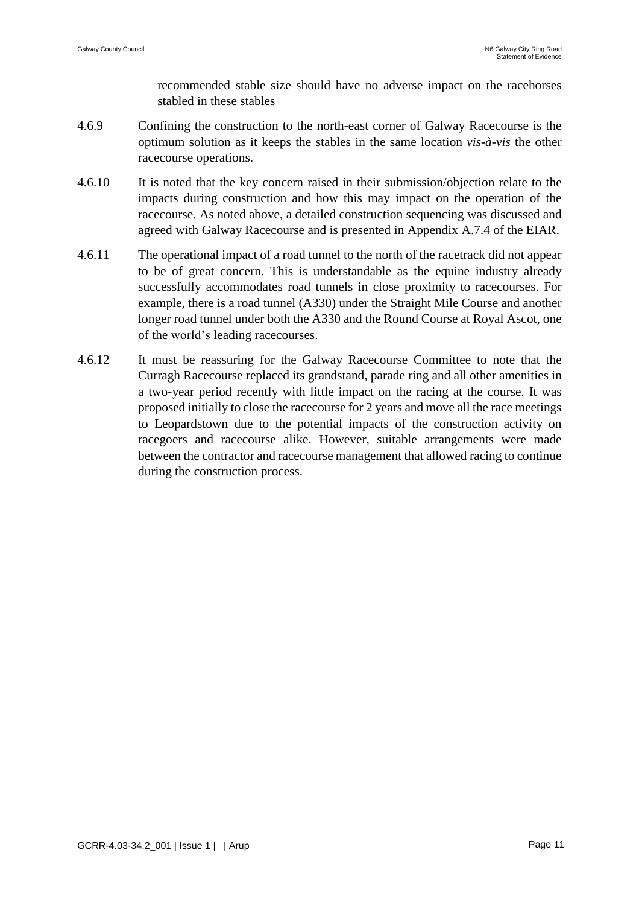recommended stable size should have no adverse impact on the racehorses stabled in these stables

4.6.9 Confining the construction to the north-east corner of Galway Racecourse is the optimum solution as it keeps the stables in the same location *vis-à-vis* the other racecourse operations.

4.6.10 It is noted that the key concern raised in their submission/objection relate to the impacts during construction and how this may impact on the operation of the racecourse. As noted above, a detailed construction sequencing was discussed and agreed with Galway Racecourse and is presented in Appendix A.7.4 of the EIAR.

4.6.11 The operational impact of a road tunnel to the north of the racetrack did not appear to be of great concern. This is understandable as the equine industry already successfully accommodates road tunnels in close proximity to racecourses. For example, there is a road tunnel (A330) under the Straight Mile Course and another longer road tunnel under both the A330 and the Round Course at Royal Ascot, one of the world's leading racecourses.

4.6.12 It must be reassuring for the Galway Racecourse Committee to note that the Curragh Racecourse replaced its grandstand, parade ring and all other amenities in a two-year period recently with little impact on the racing at the course. It was proposed initially to close the racecourse for 2 years and move all the race meetings to Leopardstown due to the potential impacts of the construction activity on racegoers and racecourse alike. However, suitable arrangements were made between the contractor and racecourse management that allowed racing to continue during the construction process.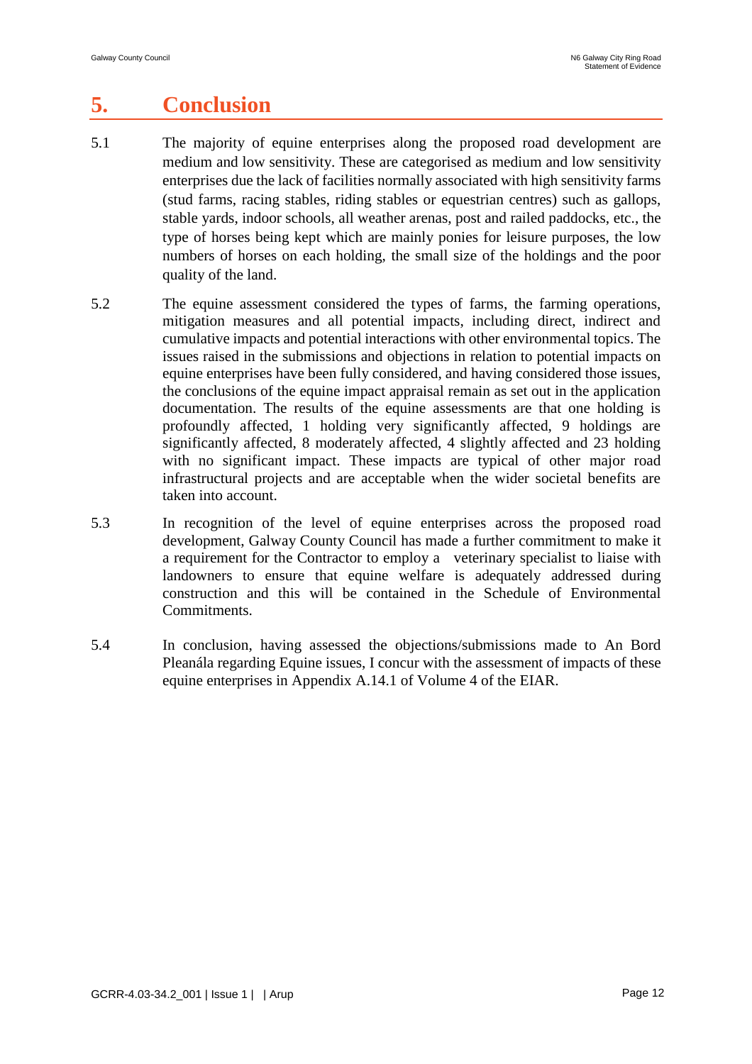# 5. Conclusion

5.1 The majority of equine enterprises along the proposed road development are medium and low sensitivity. These are categorised as medium and low sensitivity enterprises due the lack of facilities normally associated with high sensitivity farms (stud farms, racing stables, riding stables or equestrian centres) such as gallops, stable yards, indoor schools, all weather arenas, post and railed paddocks, etc., the type of horses being kept which are mainly ponies for leisure purposes, the low numbers of horses on each holding, the small size of the holdings and the poor quality of the land.

5.2 The equine assessment considered the types of farms, the farming operations, mitigation measures and all potential impacts, including direct, indirect and cumulative impacts and potential interactions with other environmental topics. The issues raised in the submissions and objections in relation to potential impacts on equine enterprises have been fully considered, and having considered those issues, the conclusions of the equine impact appraisal remain as set out in the application documentation. The results of the equine assessments are that one holding is profoundly affected, 1 holding very significantly affected, 9 holdings are significantly affected, 8 moderately affected, 4 slightly affected and 23 holding with no significant impact. These impacts are typical of other major road infrastructural projects and are acceptable when the wider societal benefits are taken into account.

5.3 In recognition of the level of equine enterprises across the proposed road development, Galway County Council has made a further commitment to make it a requirement for the Contractor to employ a veterinary specialist to liaise with landowners to ensure that equine welfare is adequately addressed during construction and this will be contained in the Schedule of Environmental Commitments.

5.4 In conclusion, having assessed the objections/submissions made to An Bord Pleanála regarding Equine issues, I concur with the assessment of impacts of these equine enterprises in Appendix A.14.1 of Volume 4 of the EIAR.